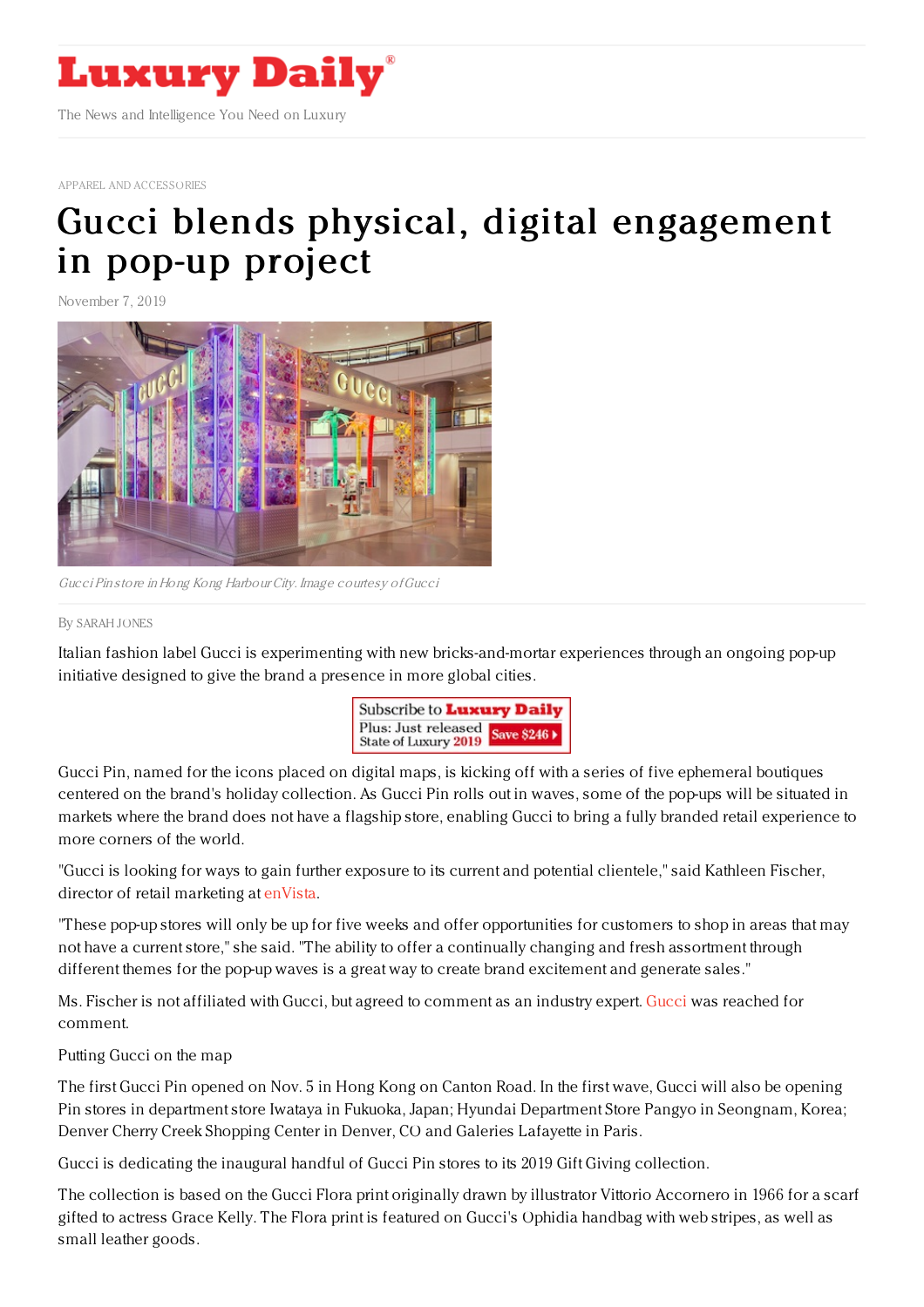# Luxury Daily

The News and Intelligence You Need on Luxury

APPAREL AND ACCESSORIES

# Gucci blends physical, digital engagement in pop-up project

November 7, 2019

*Gucci Pin store in Hong Kong Harbour City. Image courtesy of Gucci*

By SARAH JONES

Italian fashion label Gucci is experimenting with new bricks-and-mortar experiences through an ongoing pop-up initiative designed to give the brand a presence in more global cities.

Subscribe to Luxury Daily
Plus: Just released State of Luxury 2019 Save $246

Gucci Pin, named for the icons placed on digital maps, is kicking off with a series of five ephemeral boutiques centered on the brand's holiday collection. As Gucci Pin rolls out in waves, some of the pop-ups will be situated in markets where the brand does not have a flagship store, enabling Gucci to bring a fully branded retail experience to more corners of the world.

"Gucci is looking for ways to gain further exposure to its current and potential clientele," said Kathleen Fischer, director of retail marketing at enVista.

"These pop-up stores will only be up for five weeks and offer opportunities for customers to shop in areas that may not have a current store," she said. "The ability to offer a continually changing and fresh assortment through different themes for the pop-up waves is a great way to create brand excitement and generate sales."

Ms. Fischer is not affiliated with Gucci, but agreed to comment as an industry expert. Gucci was reached for comment.

Putting Gucci on the map

The first Gucci Pin opened on Nov. 5 in Hong Kong on Canton Road. In the first wave, Gucci will also be opening Pin stores in department store Iwataya in Fukuoka, Japan; Hyundai Department Store Pangyo in Seongnam, Korea; Denver Cherry Creek Shopping Center in Denver, CO and Galeries Lafayette in Paris.

Gucci is dedicating the inaugural handful of Gucci Pin stores to its 2019 Gift Giving collection.

The collection is based on the Gucci Flora print originally drawn by illustrator Vittorio Accornero in 1966 for a scarf gifted to actress Grace Kelly. The Flora print is featured on Gucci's Ophidia handbag with web stripes, as well as small leather goods.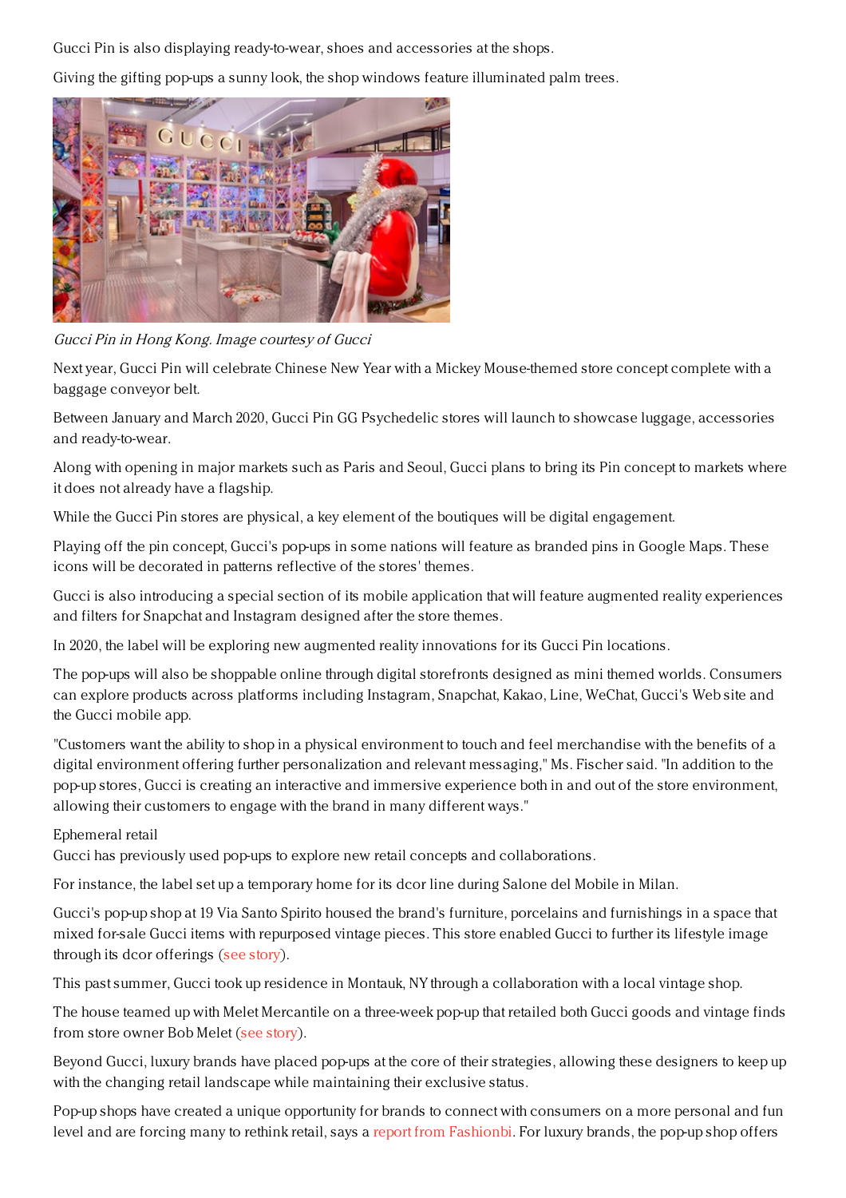Gucci Pin is also displaying ready-to-wear, shoes and accessories at the shops.

Giving the gifting pop-ups a sunny look, the shop windows feature illuminated palm trees.

*Gucci Pin in Hong Kong. Image courtesy of Gucci*

Next year, Gucci Pin will celebrate Chinese New Year with a Mickey Mouse-themed store concept complete with a baggage conveyor belt.

Between January and March 2020, Gucci Pin GG Psychedelic stores will launch to showcase luggage, accessories and ready-to-wear.

Along with opening in major markets such as Paris and Seoul, Gucci plans to bring its Pin concept to markets where it does not already have a flagship.

While the Gucci Pin stores are physical, a key element of the boutiques will be digital engagement.

Playing off the pin concept, Gucci's pop-ups in some nations will feature as branded pins in Google Maps. These icons will be decorated in patterns reflective of the stores' themes.

Gucci is also introducing a special section of its mobile application that will feature augmented reality experiences and filters for Snapchat and Instagram designed after the store themes.

In 2020, the label will be exploring new augmented reality innovations for its Gucci Pin locations.

The pop-ups will also be shoppable online through digital storefronts designed as mini themed worlds. Consumers can explore products across platforms including Instagram, Snapchat, Kakao, Line, WeChat, Gucci's Web site and the Gucci mobile app.

"Customers want the ability to shop in a physical environment to touch and feel merchandise with the benefits of a digital environment offering further personalization and relevant messaging," Ms. Fischer said. "In addition to the pop-up stores, Gucci is creating an interactive and immersive experience both in and out of the store environment, allowing their customers to engage with the brand in many different ways."

Ephemeral retail

Gucci has previously used pop-ups to explore new retail concepts and collaborations.

For instance, the label set up a temporary home for its dcor line during Salone del Mobile in Milan.

Gucci's pop-up shop at 19 Via Santo Spirito housed the brand's furniture, porcelains and furnishings in a space that mixed for-sale Gucci items with repurposed vintage pieces. This store enabled Gucci to further its lifestyle image through its dcor offerings (see story).

This past summer, Gucci took up residence in Montauk, NY through a collaboration with a local vintage shop.

The house teamed up with Melet Mercantile on a three-week pop-up that retailed both Gucci goods and vintage finds from store owner Bob Melet (see story).

Beyond Gucci, luxury brands have placed pop-ups at the core of their strategies, allowing these designers to keep up with the changing retail landscape while maintaining their exclusive status.

Pop-up shops have created a unique opportunity for brands to connect with consumers on a more personal and fun level and are forcing many to rethink retail, says a report from Fashionbi. For luxury brands, the pop-up shop offers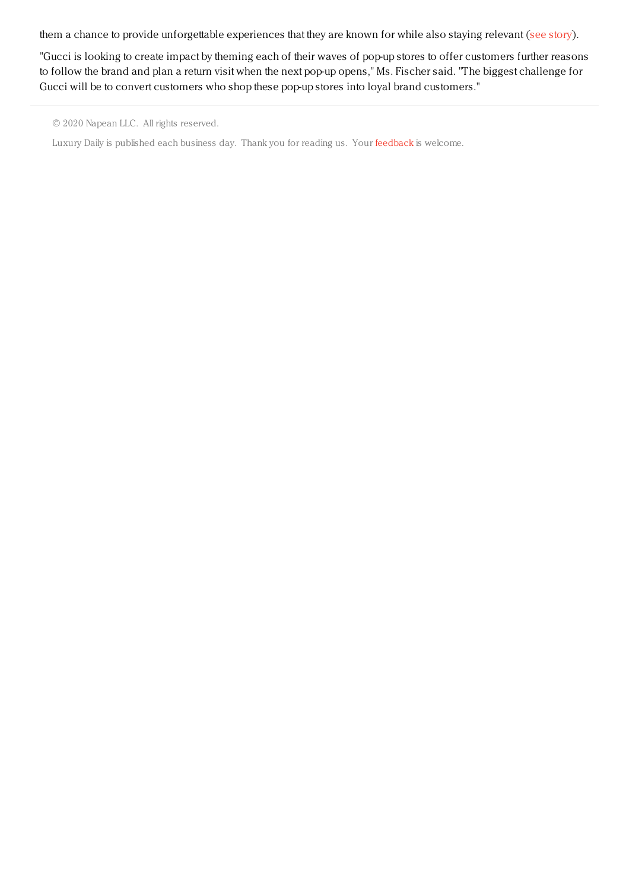them a chance to provide unforgettable experiences that they are known for while also staying relevant (see story).

"Gucci is looking to create impact by theming each of their waves of pop-up stores to offer customers further reasons to follow the brand and plan a return visit when the next pop-up opens," Ms. Fischer said. "The biggest challenge for Gucci will be to convert customers who shop these pop-up stores into loyal brand customers."

© 2020 Napean LLC. All rights reserved.

Luxury Daily is published each business day. Thank you for reading us. Your feedback is welcome.